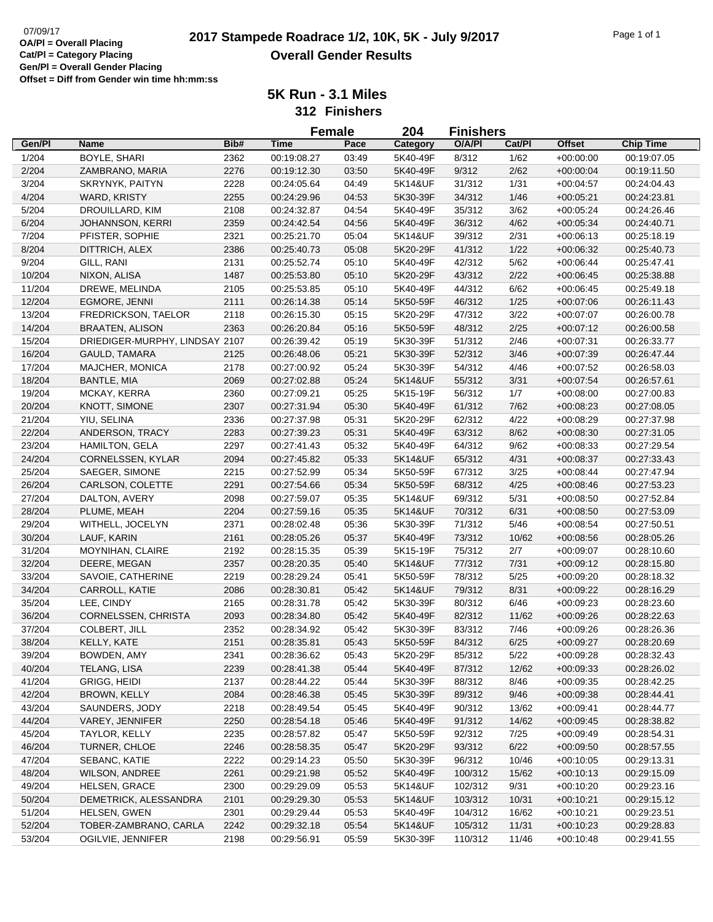07/09/17

OA/Pl = Overall Placing
Cat/Pl = Category Placing
Gen/Pl = Overall Gender Placing
Offset = Diff from Gender win time hh:mm:ss

# 2017 Stampede Roadrace 1/2, 10K, 5K - July 9/2017

## Overall Gender Results

### 5K Run - 3.1 Miles

### 312 Finishers

**Female 204 Finishers**

| Gen/Pl | Name | Bib# | Time | Pace | Category | O/A/Pl | Cat/Pl | Offset | Chip Time |
|---|---|---|---|---|---|---|---|---|---|
| 1/204 | BOYLE, SHARI | 2362 | 00:19:08.27 | 03:49 | 5K40-49F | 8/312 | 1/62 | +00:00:00 | 00:19:07.05 |
| 2/204 | ZAMBRANO, MARIA | 2276 | 00:19:12.30 | 03:50 | 5K40-49F | 9/312 | 2/62 | +00:00:04 | 00:19:11.50 |
| 3/204 | SKRYNYK, PAITYN | 2228 | 00:24:05.64 | 04:49 | 5K14&UF | 31/312 | 1/31 | +00:04:57 | 00:24:04.43 |
| 4/204 | WARD, KRISTY | 2255 | 00:24:29.96 | 04:53 | 5K30-39F | 34/312 | 1/46 | +00:05:21 | 00:24:23.81 |
| 5/204 | DROUILLARD, KIM | 2108 | 00:24:32.87 | 04:54 | 5K40-49F | 35/312 | 3/62 | +00:05:24 | 00:24:26.46 |
| 6/204 | JOHANNSON, KERRI | 2359 | 00:24:42.54 | 04:56 | 5K40-49F | 36/312 | 4/62 | +00:05:34 | 00:24:40.71 |
| 7/204 | PFISTER, SOPHIE | 2321 | 00:25:21.70 | 05:04 | 5K14&UF | 39/312 | 2/31 | +00:06:13 | 00:25:18.19 |
| 8/204 | DITTRICH, ALEX | 2386 | 00:25:40.73 | 05:08 | 5K20-29F | 41/312 | 1/22 | +00:06:32 | 00:25:40.73 |
| 9/204 | GILL, RANI | 2131 | 00:25:52.74 | 05:10 | 5K40-49F | 42/312 | 5/62 | +00:06:44 | 00:25:47.41 |
| 10/204 | NIXON, ALISA | 1487 | 00:25:53.80 | 05:10 | 5K20-29F | 43/312 | 2/22 | +00:06:45 | 00:25:38.88 |
| 11/204 | DREWE, MELINDA | 2105 | 00:25:53.85 | 05:10 | 5K40-49F | 44/312 | 6/62 | +00:06:45 | 00:25:49.18 |
| 12/204 | EGMORE, JENNI | 2111 | 00:26:14.38 | 05:14 | 5K50-59F | 46/312 | 1/25 | +00:07:06 | 00:26:11.43 |
| 13/204 | FREDRICKSON, TAELOR | 2118 | 00:26:15.30 | 05:15 | 5K20-29F | 47/312 | 3/22 | +00:07:07 | 00:26:00.78 |
| 14/204 | BRAATEN, ALISON | 2363 | 00:26:20.84 | 05:16 | 5K50-59F | 48/312 | 2/25 | +00:07:12 | 00:26:00.58 |
| 15/204 | DRIEDIGER-MURPHY, LINDSAY | 2107 | 00:26:39.42 | 05:19 | 5K30-39F | 51/312 | 2/46 | +00:07:31 | 00:26:33.77 |
| 16/204 | GAULD, TAMARA | 2125 | 00:26:48.06 | 05:21 | 5K30-39F | 52/312 | 3/46 | +00:07:39 | 00:26:47.44 |
| 17/204 | MAJCHER, MONICA | 2178 | 00:27:00.92 | 05:24 | 5K30-39F | 54/312 | 4/46 | +00:07:52 | 00:26:58.03 |
| 18/204 | BANTLE, MIA | 2069 | 00:27:02.88 | 05:24 | 5K14&UF | 55/312 | 3/31 | +00:07:54 | 00:26:57.61 |
| 19/204 | MCKAY, KERRA | 2360 | 00:27:09.21 | 05:25 | 5K15-19F | 56/312 | 1/7 | +00:08:00 | 00:27:00.83 |
| 20/204 | KNOTT, SIMONE | 2307 | 00:27:31.94 | 05:30 | 5K40-49F | 61/312 | 7/62 | +00:08:23 | 00:27:08.05 |
| 21/204 | YIU, SELINA | 2336 | 00:27:37.98 | 05:31 | 5K20-29F | 62/312 | 4/22 | +00:08:29 | 00:27:37.98 |
| 22/204 | ANDERSON, TRACY | 2283 | 00:27:39.23 | 05:31 | 5K40-49F | 63/312 | 8/62 | +00:08:30 | 00:27:31.05 |
| 23/204 | HAMILTON, GELA | 2297 | 00:27:41.43 | 05:32 | 5K40-49F | 64/312 | 9/62 | +00:08:33 | 00:27:29.54 |
| 24/204 | CORNELSSEN, KYLAR | 2094 | 00:27:45.82 | 05:33 | 5K14&UF | 65/312 | 4/31 | +00:08:37 | 00:27:33.43 |
| 25/204 | SAEGER, SIMONE | 2215 | 00:27:52.99 | 05:34 | 5K50-59F | 67/312 | 3/25 | +00:08:44 | 00:27:47.94 |
| 26/204 | CARLSON, COLETTE | 2291 | 00:27:54.66 | 05:34 | 5K50-59F | 68/312 | 4/25 | +00:08:46 | 00:27:53.23 |
| 27/204 | DALTON, AVERY | 2098 | 00:27:59.07 | 05:35 | 5K14&UF | 69/312 | 5/31 | +00:08:50 | 00:27:52.84 |
| 28/204 | PLUME, MEAH | 2204 | 00:27:59.16 | 05:35 | 5K14&UF | 70/312 | 6/31 | +00:08:50 | 00:27:53.09 |
| 29/204 | WITHELL, JOCELYN | 2371 | 00:28:02.48 | 05:36 | 5K30-39F | 71/312 | 5/46 | +00:08:54 | 00:27:50.51 |
| 30/204 | LAUF, KARIN | 2161 | 00:28:05.26 | 05:37 | 5K40-49F | 73/312 | 10/62 | +00:08:56 | 00:28:05.26 |
| 31/204 | MOYNIHAN, CLAIRE | 2192 | 00:28:15.35 | 05:39 | 5K15-19F | 75/312 | 2/7 | +00:09:07 | 00:28:10.60 |
| 32/204 | DEERE, MEGAN | 2357 | 00:28:20.35 | 05:40 | 5K14&UF | 77/312 | 7/31 | +00:09:12 | 00:28:15.80 |
| 33/204 | SAVOIE, CATHERINE | 2219 | 00:28:29.24 | 05:41 | 5K50-59F | 78/312 | 5/25 | +00:09:20 | 00:28:18.32 |
| 34/204 | CARROLL, KATIE | 2086 | 00:28:30.81 | 05:42 | 5K14&UF | 79/312 | 8/31 | +00:09:22 | 00:28:16.29 |
| 35/204 | LEE, CINDY | 2165 | 00:28:31.78 | 05:42 | 5K30-39F | 80/312 | 6/46 | +00:09:23 | 00:28:23.60 |
| 36/204 | CORNELSSEN, CHRISTA | 2093 | 00:28:34.80 | 05:42 | 5K40-49F | 82/312 | 11/62 | +00:09:26 | 00:28:22.63 |
| 37/204 | COLBERT, JILL | 2352 | 00:28:34.92 | 05:42 | 5K30-39F | 83/312 | 7/46 | +00:09:26 | 00:28:26.36 |
| 38/204 | KELLY, KATE | 2151 | 00:28:35.81 | 05:43 | 5K50-59F | 84/312 | 6/25 | +00:09:27 | 00:28:20.69 |
| 39/204 | BOWDEN, AMY | 2341 | 00:28:36.62 | 05:43 | 5K20-29F | 85/312 | 5/22 | +00:09:28 | 00:28:32.43 |
| 40/204 | TELANG, LISA | 2239 | 00:28:41.38 | 05:44 | 5K40-49F | 87/312 | 12/62 | +00:09:33 | 00:28:26.02 |
| 41/204 | GRIGG, HEIDI | 2137 | 00:28:44.22 | 05:44 | 5K30-39F | 88/312 | 8/46 | +00:09:35 | 00:28:42.25 |
| 42/204 | BROWN, KELLY | 2084 | 00:28:46.38 | 05:45 | 5K30-39F | 89/312 | 9/46 | +00:09:38 | 00:28:44.41 |
| 43/204 | SAUNDERS, JODY | 2218 | 00:28:49.54 | 05:45 | 5K40-49F | 90/312 | 13/62 | +00:09:41 | 00:28:44.77 |
| 44/204 | VAREY, JENNIFER | 2250 | 00:28:54.18 | 05:46 | 5K40-49F | 91/312 | 14/62 | +00:09:45 | 00:28:38.82 |
| 45/204 | TAYLOR, KELLY | 2235 | 00:28:57.82 | 05:47 | 5K50-59F | 92/312 | 7/25 | +00:09:49 | 00:28:54.31 |
| 46/204 | TURNER, CHLOE | 2246 | 00:28:58.35 | 05:47 | 5K20-29F | 93/312 | 6/22 | +00:09:50 | 00:28:57.55 |
| 47/204 | SEBANC, KATIE | 2222 | 00:29:14.23 | 05:50 | 5K30-39F | 96/312 | 10/46 | +00:10:05 | 00:29:13.31 |
| 48/204 | WILSON, ANDREE | 2261 | 00:29:21.98 | 05:52 | 5K40-49F | 100/312 | 15/62 | +00:10:13 | 00:29:15.09 |
| 49/204 | HELSEN, GRACE | 2300 | 00:29:29.09 | 05:53 | 5K14&UF | 102/312 | 9/31 | +00:10:20 | 00:29:23.16 |
| 50/204 | DEMETRICK, ALESSANDRA | 2101 | 00:29:29.30 | 05:53 | 5K14&UF | 103/312 | 10/31 | +00:10:21 | 00:29:15.12 |
| 51/204 | HELSEN, GWEN | 2301 | 00:29:29.44 | 05:53 | 5K40-49F | 104/312 | 16/62 | +00:10:21 | 00:29:23.51 |
| 52/204 | TOBER-ZAMBRANO, CARLA | 2242 | 00:29:32.18 | 05:54 | 5K14&UF | 105/312 | 11/31 | +00:10:23 | 00:29:28.83 |
| 53/204 | OGILVIE, JENNIFER | 2198 | 00:29:56.91 | 05:59 | 5K30-39F | 110/312 | 11/46 | +00:10:48 | 00:29:41.55 |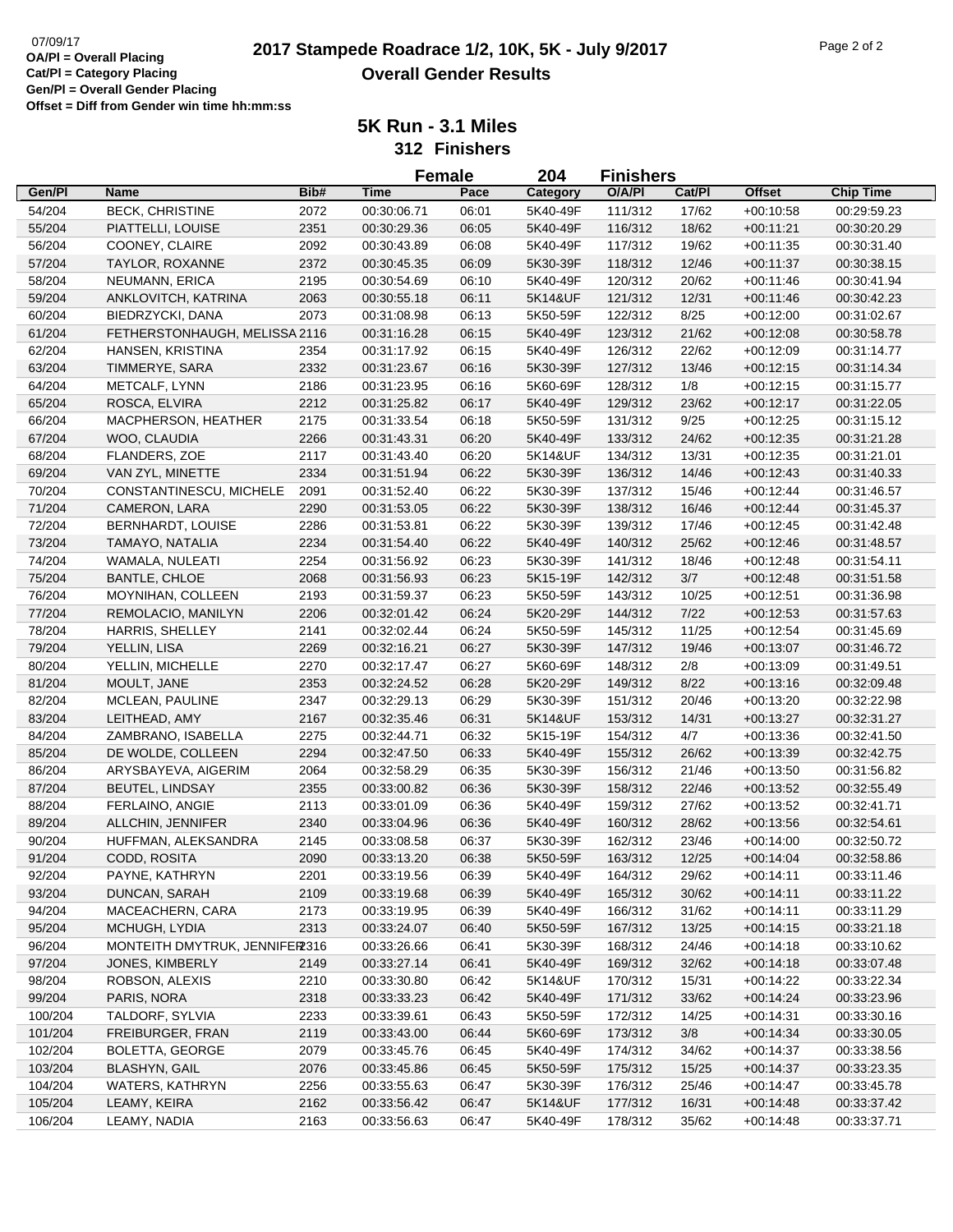07/09/17
**OA/Pl = Overall Placing**
**Cat/Pl = Category Placing**
**Gen/Pl = Overall Gender Placing**
**Offset = Diff from Gender win time hh:mm:ss**

# 2017 Stampede Roadrace 1/2, 10K, 5K - July 9/2017
## Overall Gender Results

### 5K Run - 3.1 Miles
### 312 Finishers

**Female 204 Finishers**

| Gen/Pl | Name | Bib# | Time | Pace | Category | O/A/Pl | Cat/Pl | Offset | Chip Time |
|---|---|---|---|---|---|---|---|---|---|
| 54/204 | BECK, CHRISTINE | 2072 | 00:30:06.71 | 06:01 | 5K40-49F | 111/312 | 17/62 | +00:10:58 | 00:29:59.23 |
| 55/204 | PIATTELLI, LOUISE | 2351 | 00:30:29.36 | 06:05 | 5K40-49F | 116/312 | 18/62 | +00:11:21 | 00:30:20.29 |
| 56/204 | COONEY, CLAIRE | 2092 | 00:30:43.89 | 06:08 | 5K40-49F | 117/312 | 19/62 | +00:11:35 | 00:30:31.40 |
| 57/204 | TAYLOR, ROXANNE | 2372 | 00:30:45.35 | 06:09 | 5K30-39F | 118/312 | 12/46 | +00:11:37 | 00:30:38.15 |
| 58/204 | NEUMANN, ERICA | 2195 | 00:30:54.69 | 06:10 | 5K40-49F | 120/312 | 20/62 | +00:11:46 | 00:30:41.94 |
| 59/204 | ANKLOVITCH, KATRINA | 2063 | 00:30:55.18 | 06:11 | 5K14&UF | 121/312 | 12/31 | +00:11:46 | 00:30:42.23 |
| 60/204 | BIEDRZYCKI, DANA | 2073 | 00:31:08.98 | 06:13 | 5K50-59F | 122/312 | 8/25 | +00:12:00 | 00:31:02.67 |
| 61/204 | FETHERSTONHAUGH, MELISSA | 2116 | 00:31:16.28 | 06:15 | 5K40-49F | 123/312 | 21/62 | +00:12:08 | 00:30:58.78 |
| 62/204 | HANSEN, KRISTINA | 2354 | 00:31:17.92 | 06:15 | 5K40-49F | 126/312 | 22/62 | +00:12:09 | 00:31:14.77 |
| 63/204 | TIMMERYE, SARA | 2332 | 00:31:23.67 | 06:16 | 5K30-39F | 127/312 | 13/46 | +00:12:15 | 00:31:14.34 |
| 64/204 | METCALF, LYNN | 2186 | 00:31:23.95 | 06:16 | 5K60-69F | 128/312 | 1/8 | +00:12:15 | 00:31:15.77 |
| 65/204 | ROSCA, ELVIRA | 2212 | 00:31:25.82 | 06:17 | 5K40-49F | 129/312 | 23/62 | +00:12:17 | 00:31:22.05 |
| 66/204 | MACPHERSON, HEATHER | 2175 | 00:31:33.54 | 06:18 | 5K50-59F | 131/312 | 9/25 | +00:12:25 | 00:31:15.12 |
| 67/204 | WOO, CLAUDIA | 2266 | 00:31:43.31 | 06:20 | 5K40-49F | 133/312 | 24/62 | +00:12:35 | 00:31:21.28 |
| 68/204 | FLANDERS, ZOE | 2117 | 00:31:43.40 | 06:20 | 5K14&UF | 134/312 | 13/31 | +00:12:35 | 00:31:21.01 |
| 69/204 | VAN ZYL, MINETTE | 2334 | 00:31:51.94 | 06:22 | 5K30-39F | 136/312 | 14/46 | +00:12:43 | 00:31:40.33 |
| 70/204 | CONSTANTINESCU, MICHELE | 2091 | 00:31:52.40 | 06:22 | 5K30-39F | 137/312 | 15/46 | +00:12:44 | 00:31:46.57 |
| 71/204 | CAMERON, LARA | 2290 | 00:31:53.05 | 06:22 | 5K30-39F | 138/312 | 16/46 | +00:12:44 | 00:31:45.37 |
| 72/204 | BERNHARDT, LOUISE | 2286 | 00:31:53.81 | 06:22 | 5K30-39F | 139/312 | 17/46 | +00:12:45 | 00:31:42.48 |
| 73/204 | TAMAYO, NATALIA | 2234 | 00:31:54.40 | 06:22 | 5K40-49F | 140/312 | 25/62 | +00:12:46 | 00:31:48.57 |
| 74/204 | WAMALA, NULEATI | 2254 | 00:31:56.92 | 06:23 | 5K30-39F | 141/312 | 18/46 | +00:12:48 | 00:31:54.11 |
| 75/204 | BANTLE, CHLOE | 2068 | 00:31:56.93 | 06:23 | 5K15-19F | 142/312 | 3/7 | +00:12:48 | 00:31:51.58 |
| 76/204 | MOYNIHAN, COLLEEN | 2193 | 00:31:59.37 | 06:23 | 5K50-59F | 143/312 | 10/25 | +00:12:51 | 00:31:36.98 |
| 77/204 | REMOLACIO, MANILYN | 2206 | 00:32:01.42 | 06:24 | 5K20-29F | 144/312 | 7/22 | +00:12:53 | 00:31:57.63 |
| 78/204 | HARRIS, SHELLEY | 2141 | 00:32:02.44 | 06:24 | 5K50-59F | 145/312 | 11/25 | +00:12:54 | 00:31:45.69 |
| 79/204 | YELLIN, LISA | 2269 | 00:32:16.21 | 06:27 | 5K30-39F | 147/312 | 19/46 | +00:13:07 | 00:31:46.72 |
| 80/204 | YELLIN, MICHELLE | 2270 | 00:32:17.47 | 06:27 | 5K60-69F | 148/312 | 2/8 | +00:13:09 | 00:31:49.51 |
| 81/204 | MOULT, JANE | 2353 | 00:32:24.52 | 06:28 | 5K20-29F | 149/312 | 8/22 | +00:13:16 | 00:32:09.48 |
| 82/204 | MCLEAN, PAULINE | 2347 | 00:32:29.13 | 06:29 | 5K30-39F | 151/312 | 20/46 | +00:13:20 | 00:32:22.98 |
| 83/204 | LEITHEAD, AMY | 2167 | 00:32:35.46 | 06:31 | 5K14&UF | 153/312 | 14/31 | +00:13:27 | 00:32:31.27 |
| 84/204 | ZAMBRANO, ISABELLA | 2275 | 00:32:44.71 | 06:32 | 5K15-19F | 154/312 | 4/7 | +00:13:36 | 00:32:41.50 |
| 85/204 | DE WOLDE, COLLEEN | 2294 | 00:32:47.50 | 06:33 | 5K40-49F | 155/312 | 26/62 | +00:13:39 | 00:32:42.75 |
| 86/204 | ARYSBAYEVA, AIGERIM | 2064 | 00:32:58.29 | 06:35 | 5K30-39F | 156/312 | 21/46 | +00:13:50 | 00:31:56.82 |
| 87/204 | BEUTEL, LINDSAY | 2355 | 00:33:00.82 | 06:36 | 5K30-39F | 158/312 | 22/46 | +00:13:52 | 00:32:55.49 |
| 88/204 | FERLAINO, ANGIE | 2113 | 00:33:01.09 | 06:36 | 5K40-49F | 159/312 | 27/62 | +00:13:52 | 00:32:41.71 |
| 89/204 | ALLCHIN, JENNIFER | 2340 | 00:33:04.96 | 06:36 | 5K40-49F | 160/312 | 28/62 | +00:13:56 | 00:32:54.61 |
| 90/204 | HUFFMAN, ALEKSANDRA | 2145 | 00:33:08.58 | 06:37 | 5K30-39F | 162/312 | 23/46 | +00:14:00 | 00:32:50.72 |
| 91/204 | CODD, ROSITA | 2090 | 00:33:13.20 | 06:38 | 5K50-59F | 163/312 | 12/25 | +00:14:04 | 00:32:58.86 |
| 92/204 | PAYNE, KATHRYN | 2201 | 00:33:19.56 | 06:39 | 5K40-49F | 164/312 | 29/62 | +00:14:11 | 00:33:11.46 |
| 93/204 | DUNCAN, SARAH | 2109 | 00:33:19.68 | 06:39 | 5K40-49F | 165/312 | 30/62 | +00:14:11 | 00:33:11.22 |
| 94/204 | MACEACHERN, CARA | 2173 | 00:33:19.95 | 06:39 | 5K40-49F | 166/312 | 31/62 | +00:14:11 | 00:33:11.29 |
| 95/204 | MCHUGH, LYDIA | 2313 | 00:33:24.07 | 06:40 | 5K50-59F | 167/312 | 13/25 | +00:14:15 | 00:33:21.18 |
| 96/204 | MONTEITH DMYTRUK, JENNIFER | 2316 | 00:33:26.66 | 06:41 | 5K30-39F | 168/312 | 24/46 | +00:14:18 | 00:33:10.62 |
| 97/204 | JONES, KIMBERLY | 2149 | 00:33:27.14 | 06:41 | 5K40-49F | 169/312 | 32/62 | +00:14:18 | 00:33:07.48 |
| 98/204 | ROBSON, ALEXIS | 2210 | 00:33:30.80 | 06:42 | 5K14&UF | 170/312 | 15/31 | +00:14:22 | 00:33:22.34 |
| 99/204 | PARIS, NORA | 2318 | 00:33:33.23 | 06:42 | 5K40-49F | 171/312 | 33/62 | +00:14:24 | 00:33:23.96 |
| 100/204 | TALDORF, SYLVIA | 2233 | 00:33:39.61 | 06:43 | 5K50-59F | 172/312 | 14/25 | +00:14:31 | 00:33:30.16 |
| 101/204 | FREIBURGER, FRAN | 2119 | 00:33:43.00 | 06:44 | 5K60-69F | 173/312 | 3/8 | +00:14:34 | 00:33:30.05 |
| 102/204 | BOLETTA, GEORGE | 2079 | 00:33:45.76 | 06:45 | 5K40-49F | 174/312 | 34/62 | +00:14:37 | 00:33:38.56 |
| 103/204 | BLASHYN, GAIL | 2076 | 00:33:45.86 | 06:45 | 5K50-59F | 175/312 | 15/25 | +00:14:37 | 00:33:23.35 |
| 104/204 | WATERS, KATHRYN | 2256 | 00:33:55.63 | 06:47 | 5K30-39F | 176/312 | 25/46 | +00:14:47 | 00:33:45.78 |
| 105/204 | LEAMY, KEIRA | 2162 | 00:33:56.42 | 06:47 | 5K14&UF | 177/312 | 16/31 | +00:14:48 | 00:33:37.42 |
| 106/204 | LEAMY, NADIA | 2163 | 00:33:56.63 | 06:47 | 5K40-49F | 178/312 | 35/62 | +00:14:48 | 00:33:37.71 |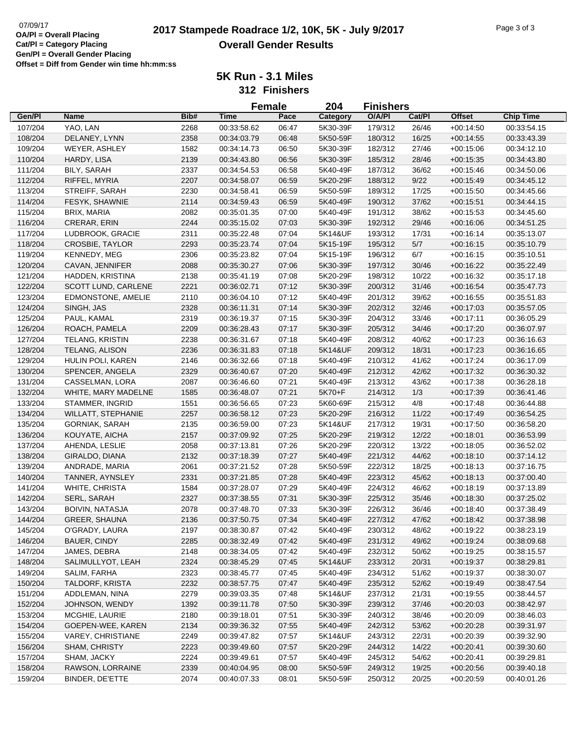# 2017 Stampede Roadrace 1/2, 10K, 5K - July 9/2017

## Overall Gender Results

07/09/17

**OA/Pl = Overall Placing**
**Cat/Pl = Category Placing**
**Gen/Pl = Overall Gender Placing**
**Offset = Diff from Gender win time hh:mm:ss**

### 5K Run - 3.1 Miles

**312 Finishers**

**Female 204 Finishers**

| Gen/Pl | Name | Bib# | Time | Pace | Category | O/A/Pl | Cat/Pl | Offset | Chip Time |
|---|---|---|---|---|---|---|---|---|---|
| 107/204 | YAO, LAN | 2268 | 00:33:58.62 | 06:47 | 5K30-39F | 179/312 | 26/46 | +00:14:50 | 00:33:54.15 |
| 108/204 | DELANEY, LYNN | 2358 | 00:34:03.79 | 06:48 | 5K50-59F | 180/312 | 16/25 | +00:14:55 | 00:33:43.39 |
| 109/204 | WEYER, ASHLEY | 1582 | 00:34:14.73 | 06:50 | 5K30-39F | 182/312 | 27/46 | +00:15:06 | 00:34:12.10 |
| 110/204 | HARDY, LISA | 2139 | 00:34:43.80 | 06:56 | 5K30-39F | 185/312 | 28/46 | +00:15:35 | 00:34:43.80 |
| 111/204 | BILY, SARAH | 2337 | 00:34:54.53 | 06:58 | 5K40-49F | 187/312 | 36/62 | +00:15:46 | 00:34:50.06 |
| 112/204 | RIFFEL, MYRIA | 2207 | 00:34:58.07 | 06:59 | 5K20-29F | 188/312 | 9/22 | +00:15:49 | 00:34:45.12 |
| 113/204 | STREIFF, SARAH | 2230 | 00:34:58.41 | 06:59 | 5K50-59F | 189/312 | 17/25 | +00:15:50 | 00:34:45.66 |
| 114/204 | FESYK, SHAWNIE | 2114 | 00:34:59.43 | 06:59 | 5K40-49F | 190/312 | 37/62 | +00:15:51 | 00:34:44.15 |
| 115/204 | BRIX, MARIA | 2082 | 00:35:01.35 | 07:00 | 5K40-49F | 191/312 | 38/62 | +00:15:53 | 00:34:45.60 |
| 116/204 | CRERAR, ERIN | 2244 | 00:35:15.02 | 07:03 | 5K30-39F | 192/312 | 29/46 | +00:16:06 | 00:34:51.25 |
| 117/204 | LUDBROOK, GRACIE | 2311 | 00:35:22.48 | 07:04 | 5K14&UF | 193/312 | 17/31 | +00:16:14 | 00:35:13.07 |
| 118/204 | CROSBIE, TAYLOR | 2293 | 00:35:23.74 | 07:04 | 5K15-19F | 195/312 | 5/7 | +00:16:15 | 00:35:10.79 |
| 119/204 | KENNEDY, MEG | 2306 | 00:35:23.82 | 07:04 | 5K15-19F | 196/312 | 6/7 | +00:16:15 | 00:35:10.51 |
| 120/204 | CAVAN, JENNIFER | 2088 | 00:35:30.27 | 07:06 | 5K30-39F | 197/312 | 30/46 | +00:16:22 | 00:35:22.49 |
| 121/204 | HADDEN, KRISTINA | 2138 | 00:35:41.19 | 07:08 | 5K20-29F | 198/312 | 10/22 | +00:16:32 | 00:35:17.18 |
| 122/204 | SCOTT LUND, CARLENE | 2221 | 00:36:02.71 | 07:12 | 5K30-39F | 200/312 | 31/46 | +00:16:54 | 00:35:47.73 |
| 123/204 | EDMONSTONE, AMELIE | 2110 | 00:36:04.10 | 07:12 | 5K40-49F | 201/312 | 39/62 | +00:16:55 | 00:35:51.83 |
| 124/204 | SINGH, JAS | 2328 | 00:36:11.31 | 07:14 | 5K30-39F | 202/312 | 32/46 | +00:17:03 | 00:35:57.05 |
| 125/204 | PAUL, KAMAL | 2319 | 00:36:19.37 | 07:15 | 5K30-39F | 204/312 | 33/46 | +00:17:11 | 00:36:05.29 |
| 126/204 | ROACH, PAMELA | 2209 | 00:36:28.43 | 07:17 | 5K30-39F | 205/312 | 34/46 | +00:17:20 | 00:36:07.97 |
| 127/204 | TELANG, KRISTIN | 2238 | 00:36:31.67 | 07:18 | 5K40-49F | 208/312 | 40/62 | +00:17:23 | 00:36:16.63 |
| 128/204 | TELANG, ALISON | 2236 | 00:36:31.83 | 07:18 | 5K14&UF | 209/312 | 18/31 | +00:17:23 | 00:36:16.65 |
| 129/204 | HULIN POLI, KAREN | 2146 | 00:36:32.66 | 07:18 | 5K40-49F | 210/312 | 41/62 | +00:17:24 | 00:36:17.09 |
| 130/204 | SPENCER, ANGELA | 2329 | 00:36:40.67 | 07:20 | 5K40-49F | 212/312 | 42/62 | +00:17:32 | 00:36:30.32 |
| 131/204 | CASSELMAN, LORA | 2087 | 00:36:46.60 | 07:21 | 5K40-49F | 213/312 | 43/62 | +00:17:38 | 00:36:28.18 |
| 132/204 | WHITE, MARY MADELNE | 1585 | 00:36:48.07 | 07:21 | 5K70+F | 214/312 | 1/3 | +00:17:39 | 00:36:41.46 |
| 133/204 | STAMMER, INGRID | 1551 | 00:36:56.65 | 07:23 | 5K60-69F | 215/312 | 4/8 | +00:17:48 | 00:36:44.88 |
| 134/204 | WILLATT, STEPHANIE | 2257 | 00:36:58.12 | 07:23 | 5K20-29F | 216/312 | 11/22 | +00:17:49 | 00:36:54.25 |
| 135/204 | GORNIAK, SARAH | 2135 | 00:36:59.00 | 07:23 | 5K14&UF | 217/312 | 19/31 | +00:17:50 | 00:36:58.20 |
| 136/204 | KOUYATE, AICHA | 2157 | 00:37:09.92 | 07:25 | 5K20-29F | 219/312 | 12/22 | +00:18:01 | 00:36:53.99 |
| 137/204 | AHENDA, LESLIE | 2058 | 00:37:13.81 | 07:26 | 5K20-29F | 220/312 | 13/22 | +00:18:05 | 00:36:52.02 |
| 138/204 | GIRALDO, DIANA | 2132 | 00:37:18.39 | 07:27 | 5K40-49F | 221/312 | 44/62 | +00:18:10 | 00:37:14.12 |
| 139/204 | ANDRADE, MARIA | 2061 | 00:37:21.52 | 07:28 | 5K50-59F | 222/312 | 18/25 | +00:18:13 | 00:37:16.75 |
| 140/204 | TANNER, AYNSLEY | 2331 | 00:37:21.85 | 07:28 | 5K40-49F | 223/312 | 45/62 | +00:18:13 | 00:37:00.40 |
| 141/204 | WHITE, CHRISTA | 1584 | 00:37:28.07 | 07:29 | 5K40-49F | 224/312 | 46/62 | +00:18:19 | 00:37:13.89 |
| 142/204 | SERL, SARAH | 2327 | 00:37:38.55 | 07:31 | 5K30-39F | 225/312 | 35/46 | +00:18:30 | 00:37:25.02 |
| 143/204 | BOIVIN, NATASJA | 2078 | 00:37:48.70 | 07:33 | 5K30-39F | 226/312 | 36/46 | +00:18:40 | 00:37:38.49 |
| 144/204 | GREER, SHAUNA | 2136 | 00:37:50.75 | 07:34 | 5K40-49F | 227/312 | 47/62 | +00:18:42 | 00:37:38.98 |
| 145/204 | O'GRADY, LAURA | 2197 | 00:38:30.87 | 07:42 | 5K40-49F | 230/312 | 48/62 | +00:19:22 | 00:38:23.19 |
| 146/204 | BAUER, CINDY | 2285 | 00:38:32.49 | 07:42 | 5K40-49F | 231/312 | 49/62 | +00:19:24 | 00:38:09.68 |
| 147/204 | JAMES, DEBRA | 2148 | 00:38:34.05 | 07:42 | 5K40-49F | 232/312 | 50/62 | +00:19:25 | 00:38:15.57 |
| 148/204 | SALIMULLYOT, LEAH | 2324 | 00:38:45.29 | 07:45 | 5K14&UF | 233/312 | 20/31 | +00:19:37 | 00:38:29.81 |
| 149/204 | SALIM, FARHA | 2323 | 00:38:45.77 | 07:45 | 5K40-49F | 234/312 | 51/62 | +00:19:37 | 00:38:30.07 |
| 150/204 | TALDORF, KRISTA | 2232 | 00:38:57.75 | 07:47 | 5K40-49F | 235/312 | 52/62 | +00:19:49 | 00:38:47.54 |
| 151/204 | ADDLEMAN, NINA | 2279 | 00:39:03.35 | 07:48 | 5K14&UF | 237/312 | 21/31 | +00:19:55 | 00:38:44.57 |
| 152/204 | JOHNSON, WENDY | 1392 | 00:39:11.78 | 07:50 | 5K30-39F | 239/312 | 37/46 | +00:20:03 | 00:38:42.97 |
| 153/204 | MCGHIE, LAURIE | 2180 | 00:39:18.01 | 07:51 | 5K30-39F | 240/312 | 38/46 | +00:20:09 | 00:38:46.03 |
| 154/204 | GOEPEN-WEE, KAREN | 2134 | 00:39:36.32 | 07:55 | 5K40-49F | 242/312 | 53/62 | +00:20:28 | 00:39:31.97 |
| 155/204 | VAREY, CHRISTIANE | 2249 | 00:39:47.82 | 07:57 | 5K14&UF | 243/312 | 22/31 | +00:20:39 | 00:39:32.90 |
| 156/204 | SHAM, CHRISTY | 2223 | 00:39:49.60 | 07:57 | 5K20-29F | 244/312 | 14/22 | +00:20:41 | 00:39:30.60 |
| 157/204 | SHAM, JACKY | 2224 | 00:39:49.61 | 07:57 | 5K40-49F | 245/312 | 54/62 | +00:20:41 | 00:39:29.81 |
| 158/204 | RAWSON, LORRAINE | 2339 | 00:40:04.95 | 08:00 | 5K50-59F | 249/312 | 19/25 | +00:20:56 | 00:39:40.18 |
| 159/204 | BINDER, DE'ETTE | 2074 | 00:40:07.33 | 08:01 | 5K50-59F | 250/312 | 20/25 | +00:20:59 | 00:40:01.26 |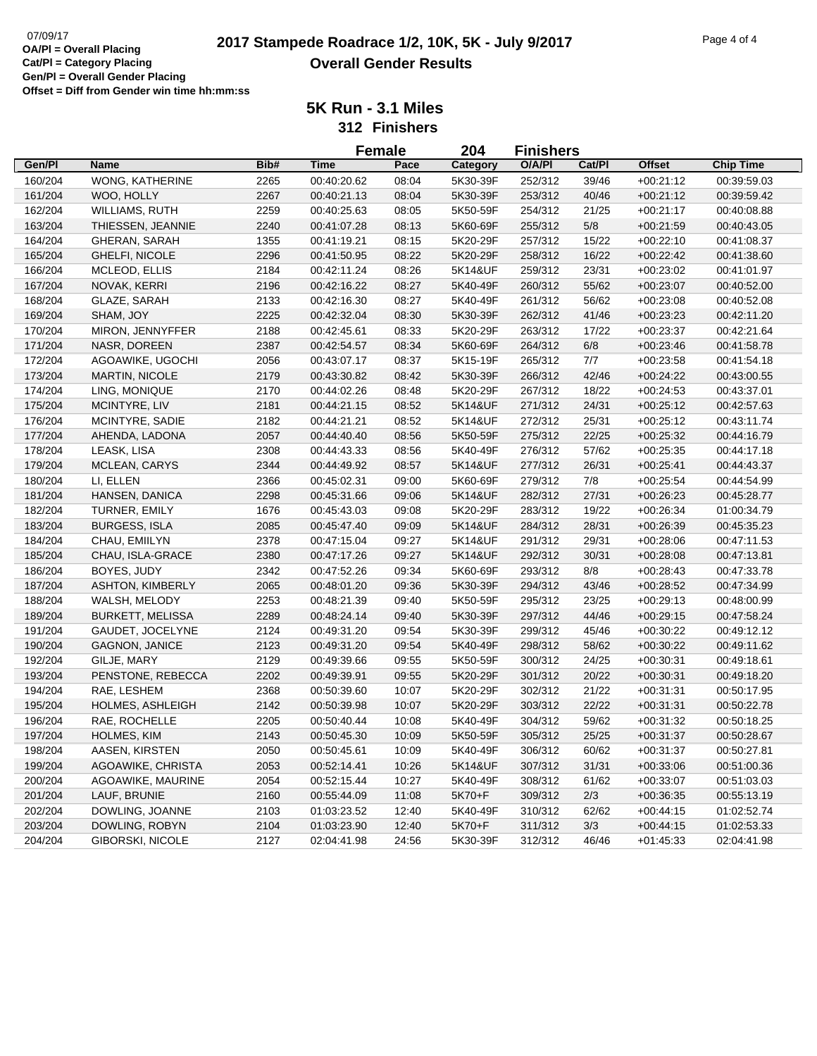07/09/17

**OA/Pl = Overall Placing**
**Cat/Pl = Category Placing**
**Gen/Pl = Overall Gender Placing**
**Offset = Diff from Gender win time hh:mm:ss**

# 2017 Stampede Roadrace 1/2, 10K, 5K - July 9/2017

## Overall Gender Results

### 5K Run - 3.1 Miles

### 312 Finishers

### Female 204 Finishers

| Gen/Pl | Name | Bib# | Time | Pace | Category | O/A/Pl | Cat/Pl | Offset | Chip Time |
|---|---|---|---|---|---|---|---|---|---|
| 160/204 | WONG, KATHERINE | 2265 | 00:40:20.62 | 08:04 | 5K30-39F | 252/312 | 39/46 | +00:21:12 | 00:39:59.03 |
| 161/204 | WOO, HOLLY | 2267 | 00:40:21.13 | 08:04 | 5K30-39F | 253/312 | 40/46 | +00:21:12 | 00:39:59.42 |
| 162/204 | WILLIAMS, RUTH | 2259 | 00:40:25.63 | 08:05 | 5K50-59F | 254/312 | 21/25 | +00:21:17 | 00:40:08.88 |
| 163/204 | THIESSEN, JEANNIE | 2240 | 00:41:07.28 | 08:13 | 5K60-69F | 255/312 | 5/8 | +00:21:59 | 00:40:43.05 |
| 164/204 | GHERAN, SARAH | 1355 | 00:41:19.21 | 08:15 | 5K20-29F | 257/312 | 15/22 | +00:22:10 | 00:41:08.37 |
| 165/204 | GHELFI, NICOLE | 2296 | 00:41:50.95 | 08:22 | 5K20-29F | 258/312 | 16/22 | +00:22:42 | 00:41:38.60 |
| 166/204 | MCLEOD, ELLIS | 2184 | 00:42:11.24 | 08:26 | 5K14&UF | 259/312 | 23/31 | +00:23:02 | 00:41:01.97 |
| 167/204 | NOVAK, KERRI | 2196 | 00:42:16.22 | 08:27 | 5K40-49F | 260/312 | 55/62 | +00:23:07 | 00:40:52.00 |
| 168/204 | GLAZE, SARAH | 2133 | 00:42:16.30 | 08:27 | 5K40-49F | 261/312 | 56/62 | +00:23:08 | 00:40:52.08 |
| 169/204 | SHAM, JOY | 2225 | 00:42:32.04 | 08:30 | 5K30-39F | 262/312 | 41/46 | +00:23:23 | 00:42:11.20 |
| 170/204 | MIRON, JENNYFFER | 2188 | 00:42:45.61 | 08:33 | 5K20-29F | 263/312 | 17/22 | +00:23:37 | 00:42:21.64 |
| 171/204 | NASR, DOREEN | 2387 | 00:42:54.57 | 08:34 | 5K60-69F | 264/312 | 6/8 | +00:23:46 | 00:41:58.78 |
| 172/204 | AGOAWIKE, UGOCHI | 2056 | 00:43:07.17 | 08:37 | 5K15-19F | 265/312 | 7/7 | +00:23:58 | 00:41:54.18 |
| 173/204 | MARTIN, NICOLE | 2179 | 00:43:30.82 | 08:42 | 5K30-39F | 266/312 | 42/46 | +00:24:22 | 00:43:00.55 |
| 174/204 | LING, MONIQUE | 2170 | 00:44:02.26 | 08:48 | 5K20-29F | 267/312 | 18/22 | +00:24:53 | 00:43:37.01 |
| 175/204 | MCINTYRE, LIV | 2181 | 00:44:21.15 | 08:52 | 5K14&UF | 271/312 | 24/31 | +00:25:12 | 00:42:57.63 |
| 176/204 | MCINTYRE, SADIE | 2182 | 00:44:21.21 | 08:52 | 5K14&UF | 272/312 | 25/31 | +00:25:12 | 00:43:11.74 |
| 177/204 | AHENDA, LADONA | 2057 | 00:44:40.40 | 08:56 | 5K50-59F | 275/312 | 22/25 | +00:25:32 | 00:44:16.79 |
| 178/204 | LEASK, LISA | 2308 | 00:44:43.33 | 08:56 | 5K40-49F | 276/312 | 57/62 | +00:25:35 | 00:44:17.18 |
| 179/204 | MCLEAN, CARYS | 2344 | 00:44:49.92 | 08:57 | 5K14&UF | 277/312 | 26/31 | +00:25:41 | 00:44:43.37 |
| 180/204 | LI, ELLEN | 2366 | 00:45:02.31 | 09:00 | 5K60-69F | 279/312 | 7/8 | +00:25:54 | 00:44:54.99 |
| 181/204 | HANSEN, DANICA | 2298 | 00:45:31.66 | 09:06 | 5K14&UF | 282/312 | 27/31 | +00:26:23 | 00:45:28.77 |
| 182/204 | TURNER, EMILY | 1676 | 00:45:43.03 | 09:08 | 5K20-29F | 283/312 | 19/22 | +00:26:34 | 01:00:34.79 |
| 183/204 | BURGESS, ISLA | 2085 | 00:45:47.40 | 09:09 | 5K14&UF | 284/312 | 28/31 | +00:26:39 | 00:45:35.23 |
| 184/204 | CHAU, EMIILYN | 2378 | 00:47:15.04 | 09:27 | 5K14&UF | 291/312 | 29/31 | +00:28:06 | 00:47:11.53 |
| 185/204 | CHAU, ISLA-GRACE | 2380 | 00:47:17.26 | 09:27 | 5K14&UF | 292/312 | 30/31 | +00:28:08 | 00:47:13.81 |
| 186/204 | BOYES, JUDY | 2342 | 00:47:52.26 | 09:34 | 5K60-69F | 293/312 | 8/8 | +00:28:43 | 00:47:33.78 |
| 187/204 | ASHTON, KIMBERLY | 2065 | 00:48:01.20 | 09:36 | 5K30-39F | 294/312 | 43/46 | +00:28:52 | 00:47:34.99 |
| 188/204 | WALSH, MELODY | 2253 | 00:48:21.39 | 09:40 | 5K50-59F | 295/312 | 23/25 | +00:29:13 | 00:48:00.99 |
| 189/204 | BURKETT, MELISSA | 2289 | 00:48:24.14 | 09:40 | 5K30-39F | 297/312 | 44/46 | +00:29:15 | 00:47:58.24 |
| 191/204 | GAUDET, JOCELYNE | 2124 | 00:49:31.20 | 09:54 | 5K30-39F | 299/312 | 45/46 | +00:30:22 | 00:49:12.12 |
| 190/204 | GAGNON, JANICE | 2123 | 00:49:31.20 | 09:54 | 5K40-49F | 298/312 | 58/62 | +00:30:22 | 00:49:11.62 |
| 192/204 | GILJE, MARY | 2129 | 00:49:39.66 | 09:55 | 5K50-59F | 300/312 | 24/25 | +00:30:31 | 00:49:18.61 |
| 193/204 | PENSTONE, REBECCA | 2202 | 00:49:39.91 | 09:55 | 5K20-29F | 301/312 | 20/22 | +00:30:31 | 00:49:18.20 |
| 194/204 | RAE, LESHEM | 2368 | 00:50:39.60 | 10:07 | 5K20-29F | 302/312 | 21/22 | +00:31:31 | 00:50:17.95 |
| 195/204 | HOLMES, ASHLEIGH | 2142 | 00:50:39.98 | 10:07 | 5K20-29F | 303/312 | 22/22 | +00:31:31 | 00:50:22.78 |
| 196/204 | RAE, ROCHELLE | 2205 | 00:50:40.44 | 10:08 | 5K40-49F | 304/312 | 59/62 | +00:31:32 | 00:50:18.25 |
| 197/204 | HOLMES, KIM | 2143 | 00:50:45.30 | 10:09 | 5K50-59F | 305/312 | 25/25 | +00:31:37 | 00:50:28.67 |
| 198/204 | AASEN, KIRSTEN | 2050 | 00:50:45.61 | 10:09 | 5K40-49F | 306/312 | 60/62 | +00:31:37 | 00:50:27.81 |
| 199/204 | AGOAWIKE, CHRISTA | 2053 | 00:52:14.41 | 10:26 | 5K14&UF | 307/312 | 31/31 | +00:33:06 | 00:51:00.36 |
| 200/204 | AGOAWIKE, MAURINE | 2054 | 00:52:15.44 | 10:27 | 5K40-49F | 308/312 | 61/62 | +00:33:07 | 00:51:03.03 |
| 201/204 | LAUF, BRUNIE | 2160 | 00:55:44.09 | 11:08 | 5K70+F | 309/312 | 2/3 | +00:36:35 | 00:55:13.19 |
| 202/204 | DOWLING, JOANNE | 2103 | 01:03:23.52 | 12:40 | 5K40-49F | 310/312 | 62/62 | +00:44:15 | 01:02:52.74 |
| 203/204 | DOWLING, ROBYN | 2104 | 01:03:23.90 | 12:40 | 5K70+F | 311/312 | 3/3 | +00:44:15 | 01:02:53.33 |
| 204/204 | GIBORSKI, NICOLE | 2127 | 02:04:41.98 | 24:56 | 5K30-39F | 312/312 | 46/46 | +01:45:33 | 02:04:41.98 |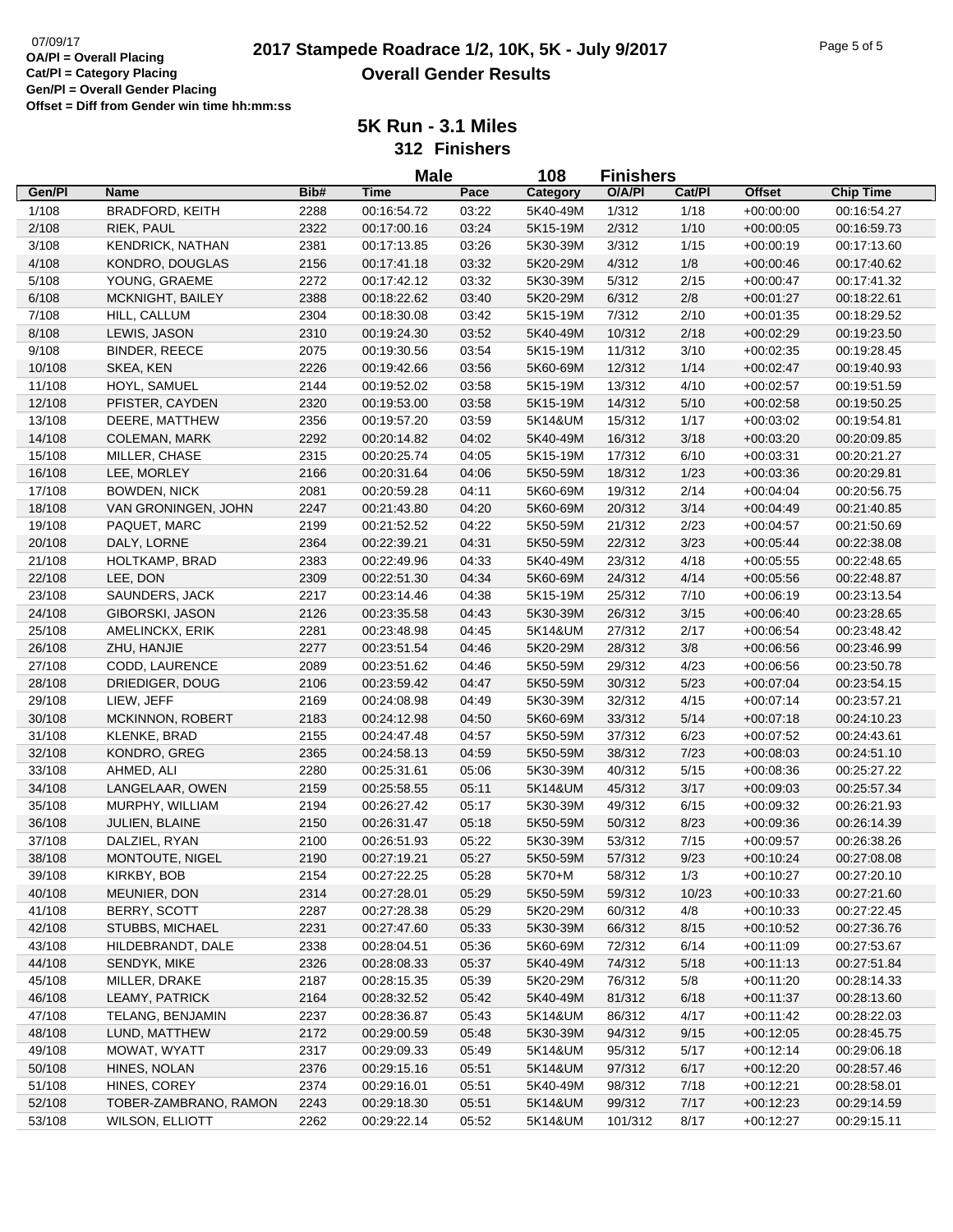OA/Pl = Overall Placing
Cat/Pl = Category Placing
Gen/Pl = Overall Gender Placing
Offset = Diff from Gender win time hh:mm:ss

# 2017 Stampede Roadrace 1/2, 10K, 5K - July 9/2017
## Overall Gender Results

### 5K Run - 3.1 Miles
### 312 Finishers

**Male 108 Finishers**

| Gen/Pl | Name | Bib# | Time | Pace | Category | O/A/Pl | Cat/Pl | Offset | Chip Time |
|---|---|---|---|---|---|---|---|---|---|
| 1/108 | BRADFORD, KEITH | 2288 | 00:16:54.72 | 03:22 | 5K40-49M | 1/312 | 1/18 | +00:00:00 | 00:16:54.27 |
| 2/108 | RIEK, PAUL | 2322 | 00:17:00.16 | 03:24 | 5K15-19M | 2/312 | 1/10 | +00:00:05 | 00:16:59.73 |
| 3/108 | KENDRICK, NATHAN | 2381 | 00:17:13.85 | 03:26 | 5K30-39M | 3/312 | 1/15 | +00:00:19 | 00:17:13.60 |
| 4/108 | KONDRO, DOUGLAS | 2156 | 00:17:41.18 | 03:32 | 5K20-29M | 4/312 | 1/8 | +00:00:46 | 00:17:40.62 |
| 5/108 | YOUNG, GRAEME | 2272 | 00:17:42.12 | 03:32 | 5K30-39M | 5/312 | 2/15 | +00:00:47 | 00:17:41.32 |
| 6/108 | MCKNIGHT, BAILEY | 2388 | 00:18:22.62 | 03:40 | 5K20-29M | 6/312 | 2/8 | +00:01:27 | 00:18:22.61 |
| 7/108 | HILL, CALLUM | 2304 | 00:18:30.08 | 03:42 | 5K15-19M | 7/312 | 2/10 | +00:01:35 | 00:18:29.52 |
| 8/108 | LEWIS, JASON | 2310 | 00:19:24.30 | 03:52 | 5K40-49M | 10/312 | 2/18 | +00:02:29 | 00:19:23.50 |
| 9/108 | BINDER, REECE | 2075 | 00:19:30.56 | 03:54 | 5K15-19M | 11/312 | 3/10 | +00:02:35 | 00:19:28.45 |
| 10/108 | SKEA, KEN | 2226 | 00:19:42.66 | 03:56 | 5K60-69M | 12/312 | 1/14 | +00:02:47 | 00:19:40.93 |
| 11/108 | HOYL, SAMUEL | 2144 | 00:19:52.02 | 03:58 | 5K15-19M | 13/312 | 4/10 | +00:02:57 | 00:19:51.59 |
| 12/108 | PFISTER, CAYDEN | 2320 | 00:19:53.00 | 03:58 | 5K15-19M | 14/312 | 5/10 | +00:02:58 | 00:19:50.25 |
| 13/108 | DEERE, MATTHEW | 2356 | 00:19:57.20 | 03:59 | 5K14&UM | 15/312 | 1/17 | +00:03:02 | 00:19:54.81 |
| 14/108 | COLEMAN, MARK | 2292 | 00:20:14.82 | 04:02 | 5K40-49M | 16/312 | 3/18 | +00:03:20 | 00:20:09.85 |
| 15/108 | MILLER, CHASE | 2315 | 00:20:25.74 | 04:05 | 5K15-19M | 17/312 | 6/10 | +00:03:31 | 00:20:21.27 |
| 16/108 | LEE, MORLEY | 2166 | 00:20:31.64 | 04:06 | 5K50-59M | 18/312 | 1/23 | +00:03:36 | 00:20:29.81 |
| 17/108 | BOWDEN, NICK | 2081 | 00:20:59.28 | 04:11 | 5K60-69M | 19/312 | 2/14 | +00:04:04 | 00:20:56.75 |
| 18/108 | VAN GRONINGEN, JOHN | 2247 | 00:21:43.80 | 04:20 | 5K60-69M | 20/312 | 3/14 | +00:04:49 | 00:21:40.85 |
| 19/108 | PAQUET, MARC | 2199 | 00:21:52.52 | 04:22 | 5K50-59M | 21/312 | 2/23 | +00:04:57 | 00:21:50.69 |
| 20/108 | DALY, LORNE | 2364 | 00:22:39.21 | 04:31 | 5K50-59M | 22/312 | 3/23 | +00:05:44 | 00:22:38.08 |
| 21/108 | HOLTKAMP, BRAD | 2383 | 00:22:49.96 | 04:33 | 5K40-49M | 23/312 | 4/18 | +00:05:55 | 00:22:48.65 |
| 22/108 | LEE, DON | 2309 | 00:22:51.30 | 04:34 | 5K60-69M | 24/312 | 4/14 | +00:05:56 | 00:22:48.87 |
| 23/108 | SAUNDERS, JACK | 2217 | 00:23:14.46 | 04:38 | 5K15-19M | 25/312 | 7/10 | +00:06:19 | 00:23:13.54 |
| 24/108 | GIBORSKI, JASON | 2126 | 00:23:35.58 | 04:43 | 5K30-39M | 26/312 | 3/15 | +00:06:40 | 00:23:28.65 |
| 25/108 | AMELINCKX, ERIK | 2281 | 00:23:48.98 | 04:45 | 5K14&UM | 27/312 | 2/17 | +00:06:54 | 00:23:48.42 |
| 26/108 | ZHU, HANJIE | 2277 | 00:23:51.54 | 04:46 | 5K20-29M | 28/312 | 3/8 | +00:06:56 | 00:23:46.99 |
| 27/108 | CODD, LAURENCE | 2089 | 00:23:51.62 | 04:46 | 5K50-59M | 29/312 | 4/23 | +00:06:56 | 00:23:50.78 |
| 28/108 | DRIEDIGER, DOUG | 2106 | 00:23:59.42 | 04:47 | 5K50-59M | 30/312 | 5/23 | +00:07:04 | 00:23:54.15 |
| 29/108 | LIEW, JEFF | 2169 | 00:24:08.98 | 04:49 | 5K30-39M | 32/312 | 4/15 | +00:07:14 | 00:23:57.21 |
| 30/108 | MCKINNON, ROBERT | 2183 | 00:24:12.98 | 04:50 | 5K60-69M | 33/312 | 5/14 | +00:07:18 | 00:24:10.23 |
| 31/108 | KLENKE, BRAD | 2155 | 00:24:47.48 | 04:57 | 5K50-59M | 37/312 | 6/23 | +00:07:52 | 00:24:43.61 |
| 32/108 | KONDRO, GREG | 2365 | 00:24:58.13 | 04:59 | 5K50-59M | 38/312 | 7/23 | +00:08:03 | 00:24:51.10 |
| 33/108 | AHMED, ALI | 2280 | 00:25:31.61 | 05:06 | 5K30-39M | 40/312 | 5/15 | +00:08:36 | 00:25:27.22 |
| 34/108 | LANGELAAR, OWEN | 2159 | 00:25:58.55 | 05:11 | 5K14&UM | 45/312 | 3/17 | +00:09:03 | 00:25:57.34 |
| 35/108 | MURPHY, WILLIAM | 2194 | 00:26:27.42 | 05:17 | 5K30-39M | 49/312 | 6/15 | +00:09:32 | 00:26:21.93 |
| 36/108 | JULIEN, BLAINE | 2150 | 00:26:31.47 | 05:18 | 5K50-59M | 50/312 | 8/23 | +00:09:36 | 00:26:14.39 |
| 37/108 | DALZIEL, RYAN | 2100 | 00:26:51.93 | 05:22 | 5K30-39M | 53/312 | 7/15 | +00:09:57 | 00:26:38.26 |
| 38/108 | MONTOUTE, NIGEL | 2190 | 00:27:19.21 | 05:27 | 5K50-59M | 57/312 | 9/23 | +00:10:24 | 00:27:08.08 |
| 39/108 | KIRKBY, BOB | 2154 | 00:27:22.25 | 05:28 | 5K70+M | 58/312 | 1/3 | +00:10:27 | 00:27:20.10 |
| 40/108 | MEUNIER, DON | 2314 | 00:27:28.01 | 05:29 | 5K50-59M | 59/312 | 10/23 | +00:10:33 | 00:27:21.60 |
| 41/108 | BERRY, SCOTT | 2287 | 00:27:28.38 | 05:29 | 5K20-29M | 60/312 | 4/8 | +00:10:33 | 00:27:22.45 |
| 42/108 | STUBBS, MICHAEL | 2231 | 00:27:47.60 | 05:33 | 5K30-39M | 66/312 | 8/15 | +00:10:52 | 00:27:36.76 |
| 43/108 | HILDEBRANDT, DALE | 2338 | 00:28:04.51 | 05:36 | 5K60-69M | 72/312 | 6/14 | +00:11:09 | 00:27:53.67 |
| 44/108 | SENDYK, MIKE | 2326 | 00:28:08.33 | 05:37 | 5K40-49M | 74/312 | 5/18 | +00:11:13 | 00:27:51.84 |
| 45/108 | MILLER, DRAKE | 2187 | 00:28:15.35 | 05:39 | 5K20-29M | 76/312 | 5/8 | +00:11:20 | 00:28:14.33 |
| 46/108 | LEAMY, PATRICK | 2164 | 00:28:32.52 | 05:42 | 5K40-49M | 81/312 | 6/18 | +00:11:37 | 00:28:13.60 |
| 47/108 | TELANG, BENJAMIN | 2237 | 00:28:36.87 | 05:43 | 5K14&UM | 86/312 | 4/17 | +00:11:42 | 00:28:22.03 |
| 48/108 | LUND, MATTHEW | 2172 | 00:29:00.59 | 05:48 | 5K30-39M | 94/312 | 9/15 | +00:12:05 | 00:28:45.75 |
| 49/108 | MOWAT, WYATT | 2317 | 00:29:09.33 | 05:49 | 5K14&UM | 95/312 | 5/17 | +00:12:14 | 00:29:06.18 |
| 50/108 | HINES, NOLAN | 2376 | 00:29:15.16 | 05:51 | 5K14&UM | 97/312 | 6/17 | +00:12:20 | 00:28:57.46 |
| 51/108 | HINES, COREY | 2374 | 00:29:16.01 | 05:51 | 5K40-49M | 98/312 | 7/18 | +00:12:21 | 00:28:58.01 |
| 52/108 | TOBER-ZAMBRANO, RAMON | 2243 | 00:29:18.30 | 05:51 | 5K14&UM | 99/312 | 7/17 | +00:12:23 | 00:29:14.59 |
| 53/108 | WILSON, ELLIOTT | 2262 | 00:29:22.14 | 05:52 | 5K14&UM | 101/312 | 8/17 | +00:12:27 | 00:29:15.11 |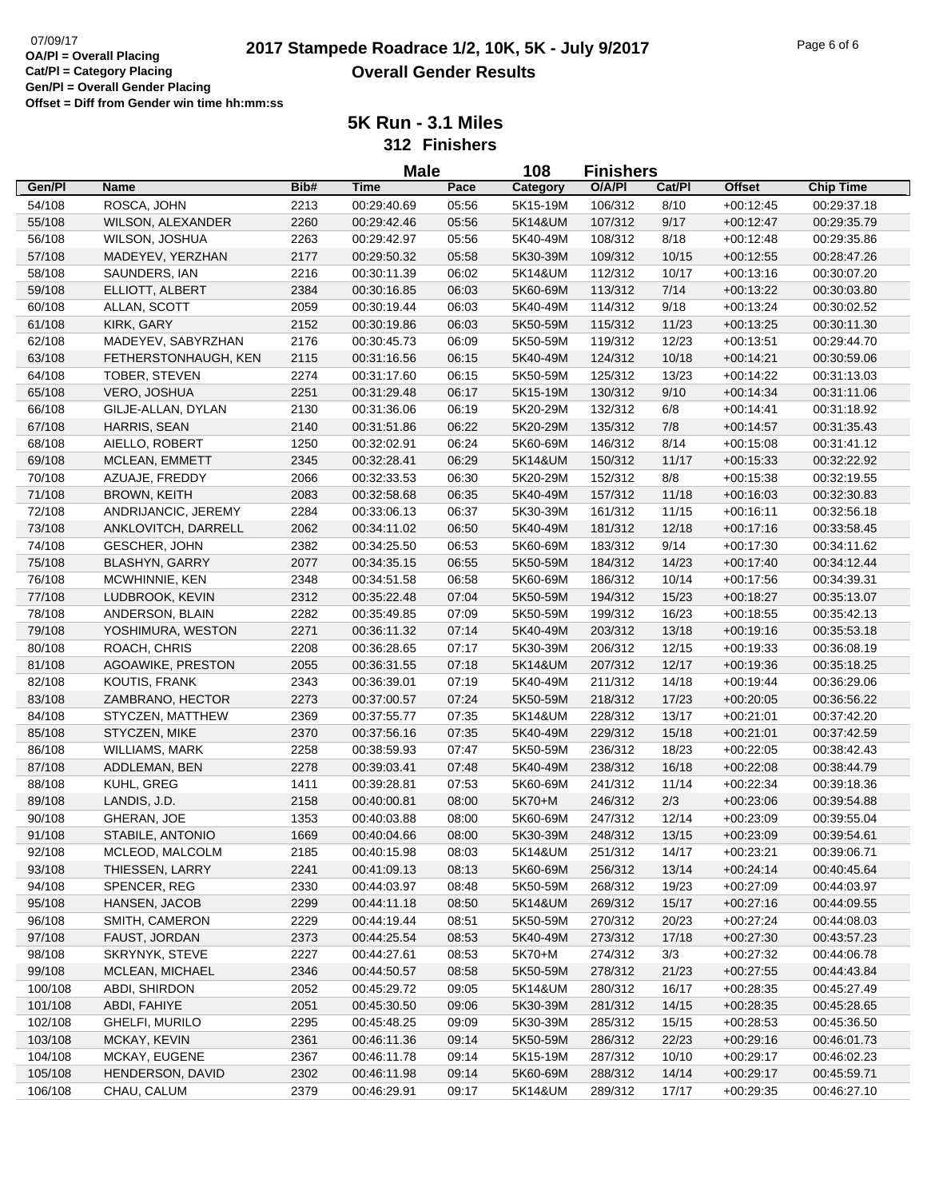# 2017 Stampede Roadrace 1/2, 10K, 5K - July 9/2017

## Overall Gender Results

07/09/17

**OA/Pl = Overall Placing**
**Cat/Pl = Category Placing**
**Gen/Pl = Overall Gender Placing**
**Offset = Diff from Gender win time hh:mm:ss**

### 5K Run - 3.1 Miles

**312 Finishers**

**Male 108 Finishers**

| Gen/Pl | Name | Bib# | Time | Pace | Category | O/A/Pl | Cat/Pl | Offset | Chip Time |
|---|---|---|---|---|---|---|---|---|---|
| 54/108 | ROSCA, JOHN | 2213 | 00:29:40.69 | 05:56 | 5K15-19M | 106/312 | 8/10 | +00:12:45 | 00:29:37.18 |
| 55/108 | WILSON, ALEXANDER | 2260 | 00:29:42.46 | 05:56 | 5K14&UM | 107/312 | 9/17 | +00:12:47 | 00:29:35.79 |
| 56/108 | WILSON, JOSHUA | 2263 | 00:29:42.97 | 05:56 | 5K40-49M | 108/312 | 8/18 | +00:12:48 | 00:29:35.86 |
| 57/108 | MADEYEV, YERZHAN | 2177 | 00:29:50.32 | 05:58 | 5K30-39M | 109/312 | 10/15 | +00:12:55 | 00:28:47.26 |
| 58/108 | SAUNDERS, IAN | 2216 | 00:30:11.39 | 06:02 | 5K14&UM | 112/312 | 10/17 | +00:13:16 | 00:30:07.20 |
| 59/108 | ELLIOTT, ALBERT | 2384 | 00:30:16.85 | 06:03 | 5K60-69M | 113/312 | 7/14 | +00:13:22 | 00:30:03.80 |
| 60/108 | ALLAN, SCOTT | 2059 | 00:30:19.44 | 06:03 | 5K40-49M | 114/312 | 9/18 | +00:13:24 | 00:30:02.52 |
| 61/108 | KIRK, GARY | 2152 | 00:30:19.86 | 06:03 | 5K50-59M | 115/312 | 11/23 | +00:13:25 | 00:30:11.30 |
| 62/108 | MADEYEV, SABYRZHAN | 2176 | 00:30:45.73 | 06:09 | 5K50-59M | 119/312 | 12/23 | +00:13:51 | 00:29:44.70 |
| 63/108 | FETHERSTONHAUGH, KEN | 2115 | 00:31:16.56 | 06:15 | 5K40-49M | 124/312 | 10/18 | +00:14:21 | 00:30:59.06 |
| 64/108 | TOBER, STEVEN | 2274 | 00:31:17.60 | 06:15 | 5K50-59M | 125/312 | 13/23 | +00:14:22 | 00:31:13.03 |
| 65/108 | VERO, JOSHUA | 2251 | 00:31:29.48 | 06:17 | 5K15-19M | 130/312 | 9/10 | +00:14:34 | 00:31:11.06 |
| 66/108 | GILJE-ALLAN, DYLAN | 2130 | 00:31:36.06 | 06:19 | 5K20-29M | 132/312 | 6/8 | +00:14:41 | 00:31:18.92 |
| 67/108 | HARRIS, SEAN | 2140 | 00:31:51.86 | 06:22 | 5K20-29M | 135/312 | 7/8 | +00:14:57 | 00:31:35.43 |
| 68/108 | AIELLO, ROBERT | 1250 | 00:32:02.91 | 06:24 | 5K60-69M | 146/312 | 8/14 | +00:15:08 | 00:31:41.12 |
| 69/108 | MCLEAN, EMMETT | 2345 | 00:32:28.41 | 06:29 | 5K14&UM | 150/312 | 11/17 | +00:15:33 | 00:32:22.92 |
| 70/108 | AZUAJE, FREDDY | 2066 | 00:32:33.53 | 06:30 | 5K20-29M | 152/312 | 8/8 | +00:15:38 | 00:32:19.55 |
| 71/108 | BROWN, KEITH | 2083 | 00:32:58.68 | 06:35 | 5K40-49M | 157/312 | 11/18 | +00:16:03 | 00:32:30.83 |
| 72/108 | ANDRIJANCIC, JEREMY | 2284 | 00:33:06.13 | 06:37 | 5K30-39M | 161/312 | 11/15 | +00:16:11 | 00:32:56.18 |
| 73/108 | ANKLOVITCH, DARRELL | 2062 | 00:34:11.02 | 06:50 | 5K40-49M | 181/312 | 12/18 | +00:17:16 | 00:33:58.45 |
| 74/108 | GESCHER, JOHN | 2382 | 00:34:25.50 | 06:53 | 5K60-69M | 183/312 | 9/14 | +00:17:30 | 00:34:11.62 |
| 75/108 | BLASHYN, GARRY | 2077 | 00:34:35.15 | 06:55 | 5K50-59M | 184/312 | 14/23 | +00:17:40 | 00:34:12.44 |
| 76/108 | MCWHINNIE, KEN | 2348 | 00:34:51.58 | 06:58 | 5K60-69M | 186/312 | 10/14 | +00:17:56 | 00:34:39.31 |
| 77/108 | LUDBROOK, KEVIN | 2312 | 00:35:22.48 | 07:04 | 5K50-59M | 194/312 | 15/23 | +00:18:27 | 00:35:13.07 |
| 78/108 | ANDERSON, BLAIN | 2282 | 00:35:49.85 | 07:09 | 5K50-59M | 199/312 | 16/23 | +00:18:55 | 00:35:42.13 |
| 79/108 | YOSHIMURA, WESTON | 2271 | 00:36:11.32 | 07:14 | 5K40-49M | 203/312 | 13/18 | +00:19:16 | 00:35:53.18 |
| 80/108 | ROACH, CHRIS | 2208 | 00:36:28.65 | 07:17 | 5K30-39M | 206/312 | 12/15 | +00:19:33 | 00:36:08.19 |
| 81/108 | AGOAWIKE, PRESTON | 2055 | 00:36:31.55 | 07:18 | 5K14&UM | 207/312 | 12/17 | +00:19:36 | 00:35:18.25 |
| 82/108 | KOUTIS, FRANK | 2343 | 00:36:39.01 | 07:19 | 5K40-49M | 211/312 | 14/18 | +00:19:44 | 00:36:29.06 |
| 83/108 | ZAMBRANO, HECTOR | 2273 | 00:37:00.57 | 07:24 | 5K50-59M | 218/312 | 17/23 | +00:20:05 | 00:36:56.22 |
| 84/108 | STYCZEN, MATTHEW | 2369 | 00:37:55.77 | 07:35 | 5K14&UM | 228/312 | 13/17 | +00:21:01 | 00:37:42.20 |
| 85/108 | STYCZEN, MIKE | 2370 | 00:37:56.16 | 07:35 | 5K40-49M | 229/312 | 15/18 | +00:21:01 | 00:37:42.59 |
| 86/108 | WILLIAMS, MARK | 2258 | 00:38:59.93 | 07:47 | 5K50-59M | 236/312 | 18/23 | +00:22:05 | 00:38:42.43 |
| 87/108 | ADDLEMAN, BEN | 2278 | 00:39:03.41 | 07:48 | 5K40-49M | 238/312 | 16/18 | +00:22:08 | 00:38:44.79 |
| 88/108 | KUHL, GREG | 1411 | 00:39:28.81 | 07:53 | 5K60-69M | 241/312 | 11/14 | +00:22:34 | 00:39:18.36 |
| 89/108 | LANDIS, J.D. | 2158 | 00:40:00.81 | 08:00 | 5K70+M | 246/312 | 2/3 | +00:23:06 | 00:39:54.88 |
| 90/108 | GHERAN, JOE | 1353 | 00:40:03.88 | 08:00 | 5K60-69M | 247/312 | 12/14 | +00:23:09 | 00:39:55.04 |
| 91/108 | STABILE, ANTONIO | 1669 | 00:40:04.66 | 08:00 | 5K30-39M | 248/312 | 13/15 | +00:23:09 | 00:39:54.61 |
| 92/108 | MCLEOD, MALCOLM | 2185 | 00:40:15.98 | 08:03 | 5K14&UM | 251/312 | 14/17 | +00:23:21 | 00:39:06.71 |
| 93/108 | THIESSEN, LARRY | 2241 | 00:41:09.13 | 08:13 | 5K60-69M | 256/312 | 13/14 | +00:24:14 | 00:40:45.64 |
| 94/108 | SPENCER, REG | 2330 | 00:44:03.97 | 08:48 | 5K50-59M | 268/312 | 19/23 | +00:27:09 | 00:44:03.97 |
| 95/108 | HANSEN, JACOB | 2299 | 00:44:11.18 | 08:50 | 5K14&UM | 269/312 | 15/17 | +00:27:16 | 00:44:09.55 |
| 96/108 | SMITH, CAMERON | 2229 | 00:44:19.44 | 08:51 | 5K50-59M | 270/312 | 20/23 | +00:27:24 | 00:44:08.03 |
| 97/108 | FAUST, JORDAN | 2373 | 00:44:25.54 | 08:53 | 5K40-49M | 273/312 | 17/18 | +00:27:30 | 00:43:57.23 |
| 98/108 | SKRYNYK, STEVE | 2227 | 00:44:27.61 | 08:53 | 5K70+M | 274/312 | 3/3 | +00:27:32 | 00:44:06.78 |
| 99/108 | MCLEAN, MICHAEL | 2346 | 00:44:50.57 | 08:58 | 5K50-59M | 278/312 | 21/23 | +00:27:55 | 00:44:43.84 |
| 100/108 | ABDI, SHIRDON | 2052 | 00:45:29.72 | 09:05 | 5K14&UM | 280/312 | 16/17 | +00:28:35 | 00:45:27.49 |
| 101/108 | ABDI, FAHIYE | 2051 | 00:45:30.50 | 09:06 | 5K30-39M | 281/312 | 14/15 | +00:28:35 | 00:45:28.65 |
| 102/108 | GHELFI, MURILO | 2295 | 00:45:48.25 | 09:09 | 5K30-39M | 285/312 | 15/15 | +00:28:53 | 00:45:36.50 |
| 103/108 | MCKAY, KEVIN | 2361 | 00:46:11.36 | 09:14 | 5K50-59M | 286/312 | 22/23 | +00:29:16 | 00:46:01.73 |
| 104/108 | MCKAY, EUGENE | 2367 | 00:46:11.78 | 09:14 | 5K15-19M | 287/312 | 10/10 | +00:29:17 | 00:46:02.23 |
| 105/108 | HENDERSON, DAVID | 2302 | 00:46:11.98 | 09:14 | 5K60-69M | 288/312 | 14/14 | +00:29:17 | 00:45:59.71 |
| 106/108 | CHAU, CALUM | 2379 | 00:46:29.91 | 09:17 | 5K14&UM | 289/312 | 17/17 | +00:29:35 | 00:46:27.10 |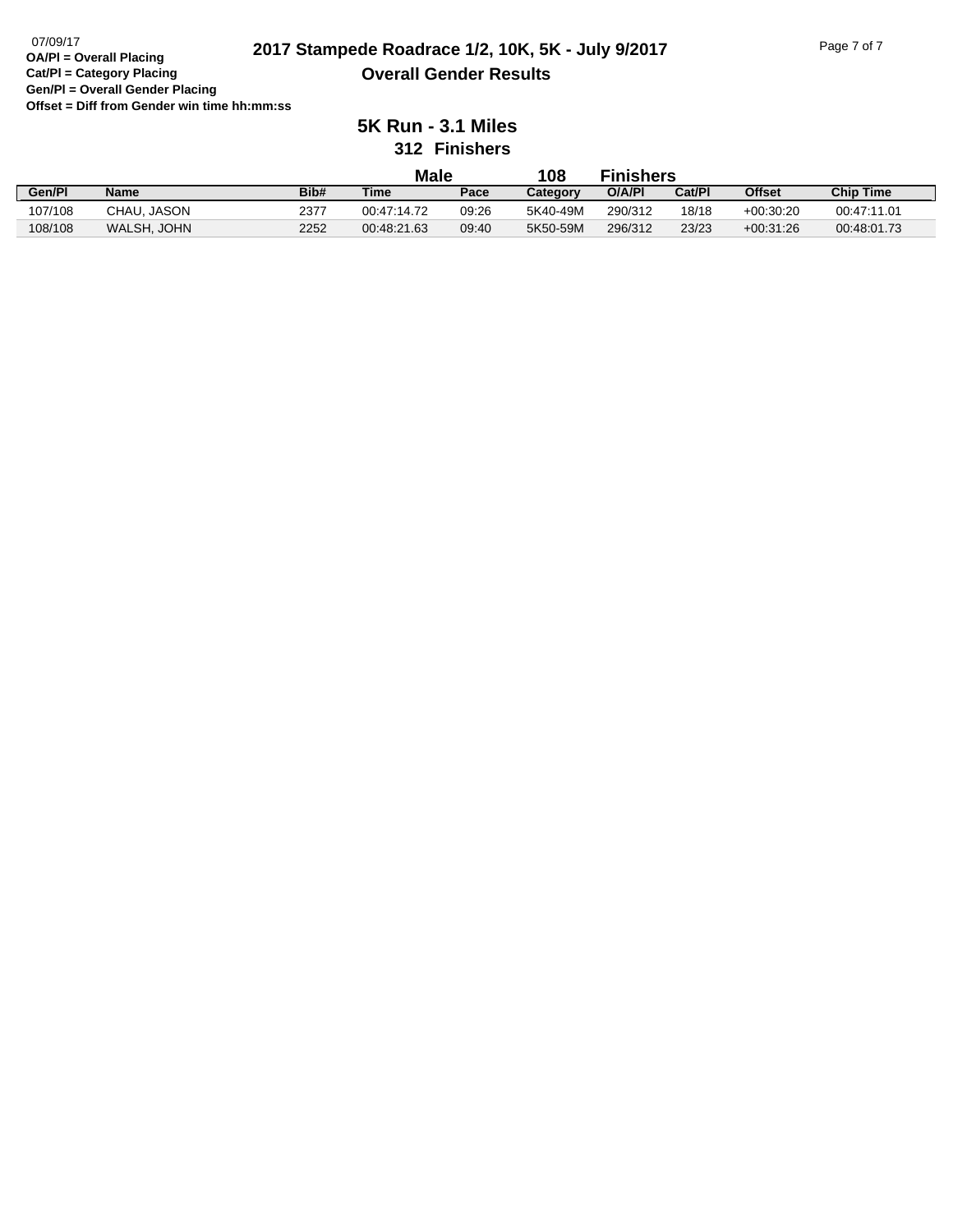07/09/17

**OA/Pl = Overall Placing**
**Cat/Pl = Category Placing**
**Gen/Pl = Overall Gender Placing**
**Offset = Diff from Gender win time hh:mm:ss**

# 2017 Stampede Roadrace 1/2, 10K, 5K - July 9/2017

## Overall Gender Results

### 5K Run - 3.1 Miles

**312 Finishers**

**Male 108 Finishers**

| Gen/Pl | Name | Bib# | Time | Pace | Category | O/A/Pl | Cat/Pl | Offset | Chip Time |
|---|---|---|---|---|---|---|---|---|---|
| 107/108 | CHAU, JASON | 2377 | 00:47:14.72 | 09:26 | 5K40-49M | 290/312 | 18/18 | +00:30:20 | 00:47:11.01 |
| 108/108 | WALSH, JOHN | 2252 | 00:48:21.63 | 09:40 | 5K50-59M | 296/312 | 23/23 | +00:31:26 | 00:48:01.73 |